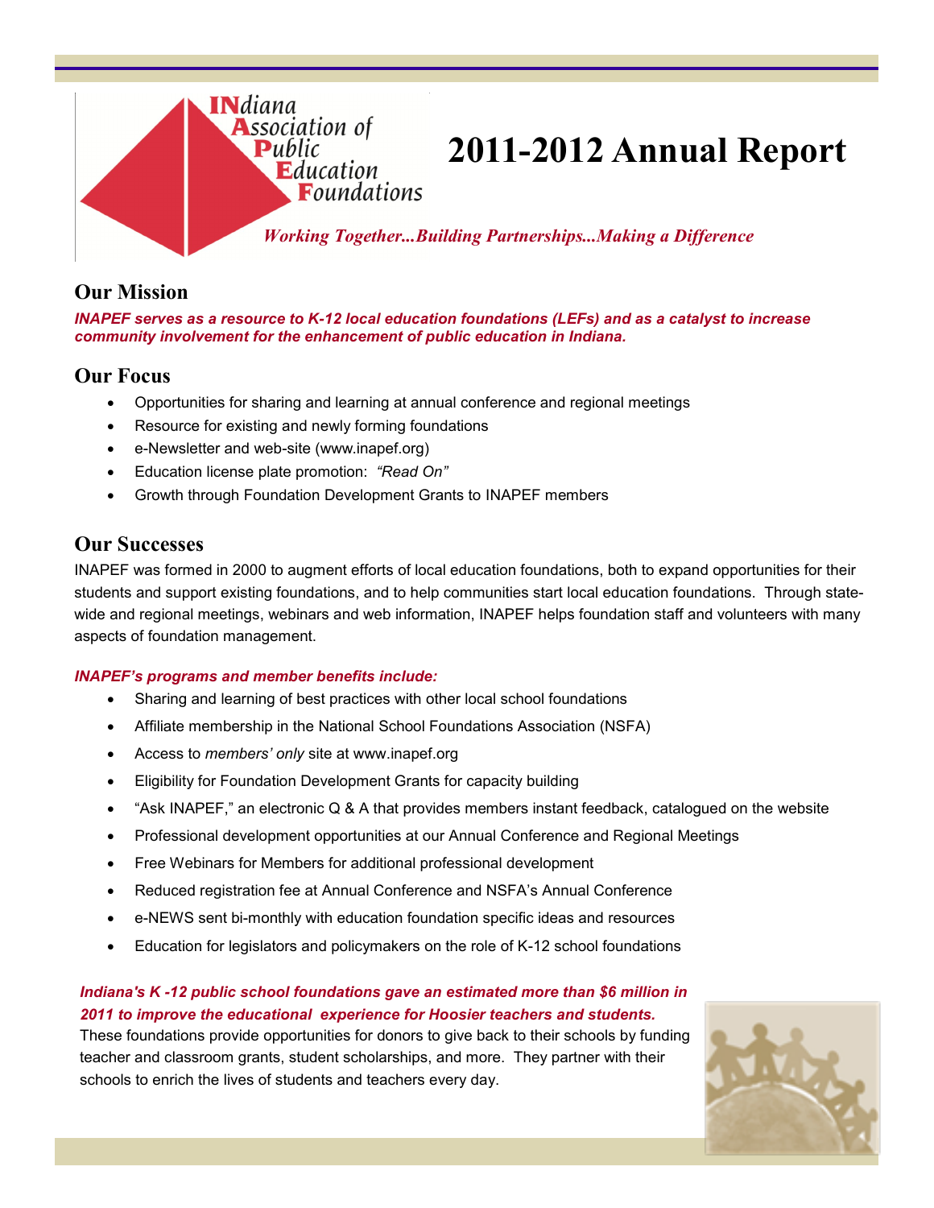**INdiana Association of Public Education Foundations**

# 2011-2012 Annual Report

*Working Together...Building Partnerships...Making a Difference*

## Our Mission

***INAPEF serves as a resource to K-12 local education foundations (LEFs) and as a catalyst to increase community involvement for the enhancement of public education in Indiana.***

## Our Focus

- Opportunities for sharing and learning at annual conference and regional meetings
- Resource for existing and newly forming foundations
- e-Newsletter and web-site (www.inapef.org)
- Education license plate promotion: *"Read On"*
- Growth through Foundation Development Grants to INAPEF members

## Our Successes

INAPEF was formed in 2000 to augment efforts of local education foundations, both to expand opportunities for their students and support existing foundations, and to help communities start local education foundations. Through state-wide and regional meetings, webinars and web information, INAPEF helps foundation staff and volunteers with many aspects of foundation management.

***INAPEF's programs and member benefits include:***

- Sharing and learning of best practices with other local school foundations
- Affiliate membership in the National School Foundations Association (NSFA)
- Access to *members' only* site at www.inapef.org
- Eligibility for Foundation Development Grants for capacity building
- "Ask INAPEF," an electronic Q & A that provides members instant feedback, catalogued on the website
- Professional development opportunities at our Annual Conference and Regional Meetings
- Free Webinars for Members for additional professional development
- Reduced registration fee at Annual Conference and NSFA's Annual Conference
- e-NEWS sent bi-monthly with education foundation specific ideas and resources
- Education for legislators and policymakers on the role of K-12 school foundations

***Indiana's K -12 public school foundations gave an estimated more than $6 million in 2011 to improve the educational experience for Hoosier teachers and students.***

These foundations provide opportunities for donors to give back to their schools by funding teacher and classroom grants, student scholarships, and more. They partner with their schools to enrich the lives of students and teachers every day.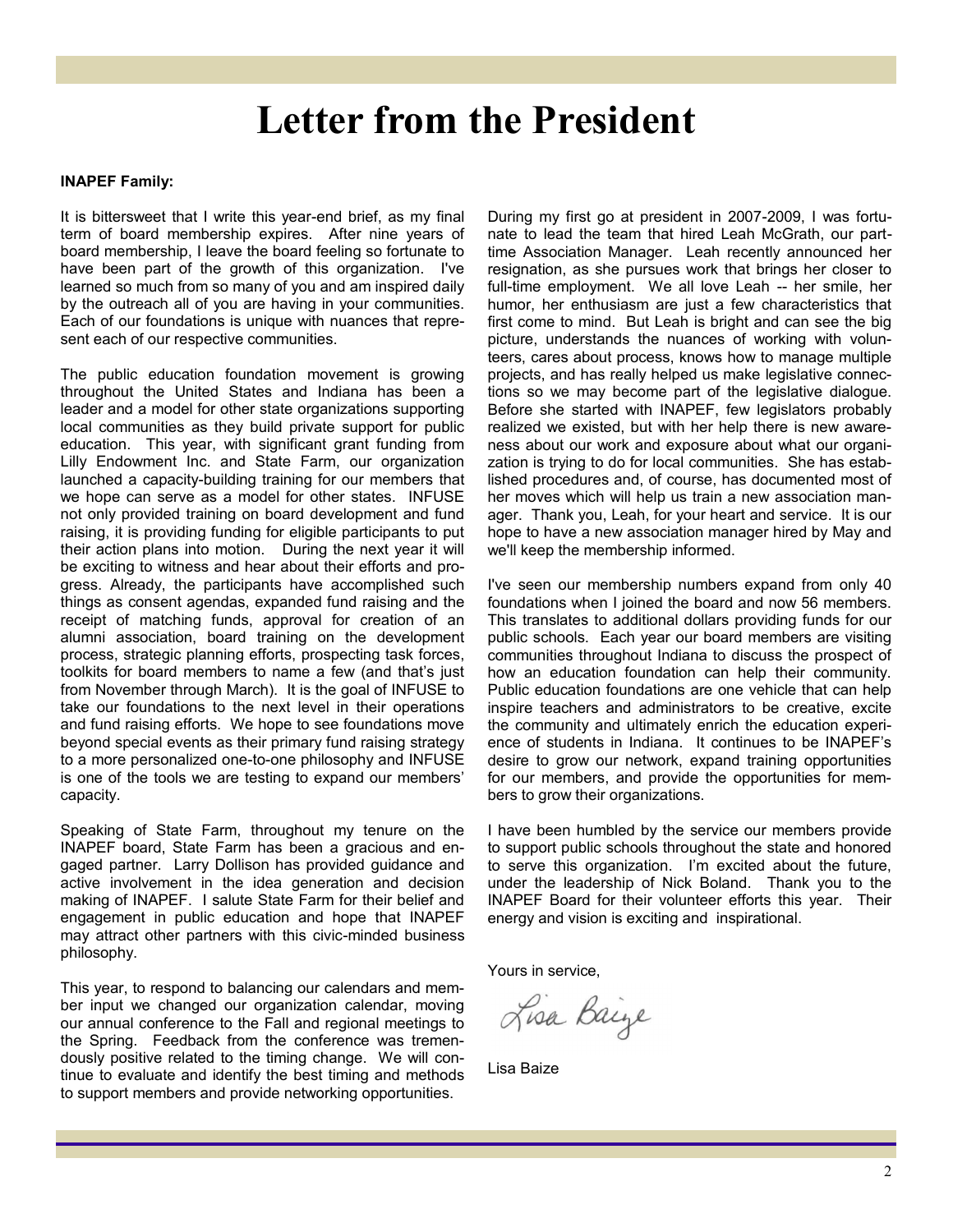# Letter from the President

**INAPEF Family:**

It is bittersweet that I write this year-end brief, as my final term of board membership expires. After nine years of board membership, I leave the board feeling so fortunate to have been part of the growth of this organization. I've learned so much from so many of you and am inspired daily by the outreach all of you are having in your communities. Each of our foundations is unique with nuances that represent each of our respective communities.

The public education foundation movement is growing throughout the United States and Indiana has been a leader and a model for other state organizations supporting local communities as they build private support for public education. This year, with significant grant funding from Lilly Endowment Inc. and State Farm, our organization launched a capacity-building training for our members that we hope can serve as a model for other states. INFUSE not only provided training on board development and fund raising, it is providing funding for eligible participants to put their action plans into motion. During the next year it will be exciting to witness and hear about their efforts and progress. Already, the participants have accomplished such things as consent agendas, expanded fund raising and the receipt of matching funds, approval for creation of an alumni association, board training on the development process, strategic planning efforts, prospecting task forces, toolkits for board members to name a few (and that's just from November through March). It is the goal of INFUSE to take our foundations to the next level in their operations and fund raising efforts. We hope to see foundations move beyond special events as their primary fund raising strategy to a more personalized one-to-one philosophy and INFUSE is one of the tools we are testing to expand our members' capacity.

Speaking of State Farm, throughout my tenure on the INAPEF board, State Farm has been a gracious and engaged partner. Larry Dollison has provided guidance and active involvement in the idea generation and decision making of INAPEF. I salute State Farm for their belief and engagement in public education and hope that INAPEF may attract other partners with this civic-minded business philosophy.

This year, to respond to balancing our calendars and member input we changed our organization calendar, moving our annual conference to the Fall and regional meetings to the Spring. Feedback from the conference was tremendously positive related to the timing change. We will continue to evaluate and identify the best timing and methods to support members and provide networking opportunities.

During my first go at president in 2007-2009, I was fortunate to lead the team that hired Leah McGrath, our part-time Association Manager. Leah recently announced her resignation, as she pursues work that brings her closer to full-time employment. We all love Leah -- her smile, her humor, her enthusiasm are just a few characteristics that first come to mind. But Leah is bright and can see the big picture, understands the nuances of working with volunteers, cares about process, knows how to manage multiple projects, and has really helped us make legislative connections so we may become part of the legislative dialogue. Before she started with INAPEF, few legislators probably realized we existed, but with her help there is new awareness about our work and exposure about what our organization is trying to do for local communities. She has established procedures and, of course, has documented most of her moves which will help us train a new association manager. Thank you, Leah, for your heart and service. It is our hope to have a new association manager hired by May and we'll keep the membership informed.

I've seen our membership numbers expand from only 40 foundations when I joined the board and now 56 members. This translates to additional dollars providing funds for our public schools. Each year our board members are visiting communities throughout Indiana to discuss the prospect of how an education foundation can help their community. Public education foundations are one vehicle that can help inspire teachers and administrators to be creative, excite the community and ultimately enrich the education experience of students in Indiana. It continues to be INAPEF's desire to grow our network, expand training opportunities for our members, and provide the opportunities for members to grow their organizations.

I have been humbled by the service our members provide to support public schools throughout the state and honored to serve this organization. I'm excited about the future, under the leadership of Nick Boland. Thank you to the INAPEF Board for their volunteer efforts this year. Their energy and vision is exciting and inspirational.

Yours in service,

Lisa Baize

Lisa Baize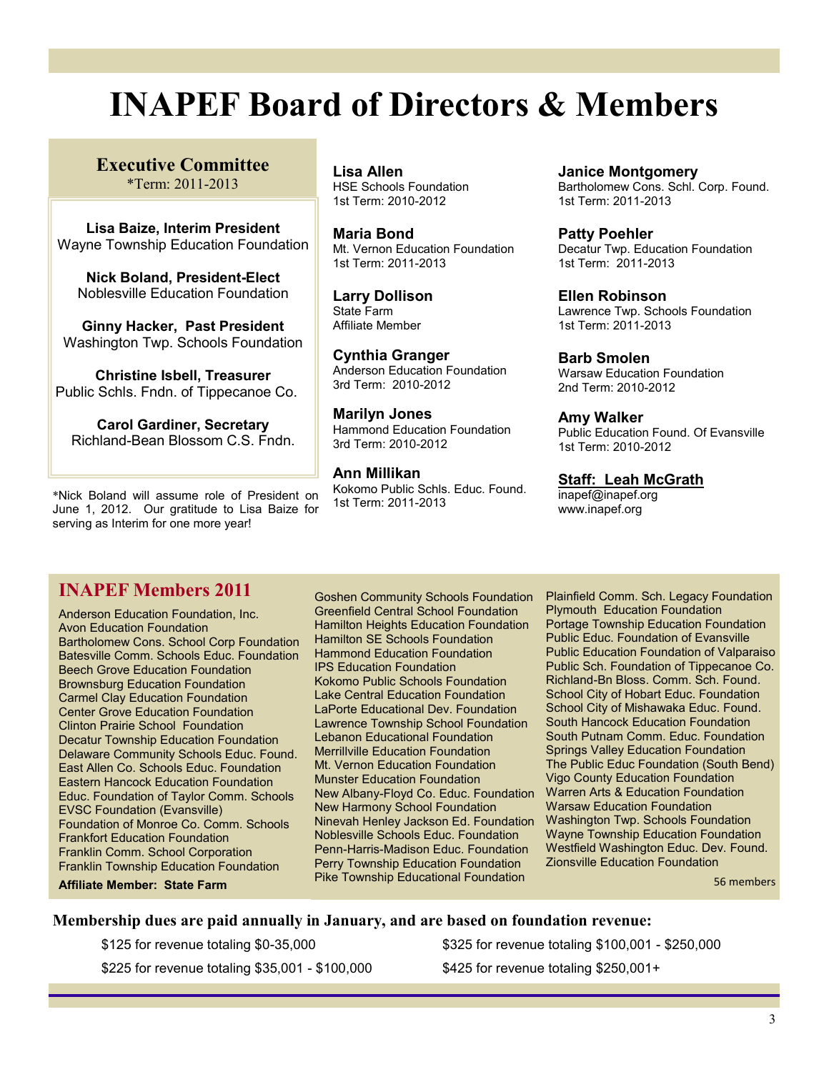# INAPEF Board of Directors & Members

## Executive Committee

*Term: 2011-2013

**Lisa Baize, Interim President**
Wayne Township Education Foundation

**Nick Boland, President-Elect**
Noblesville Education Foundation

**Ginny Hacker, Past President**
Washington Twp. Schools Foundation

**Christine Isbell, Treasurer**
Public Schls. Fndn. of Tippecanoe Co.

**Carol Gardiner, Secretary**
Richland-Bean Blossom C.S. Fndn.

*Nick Boland will assume role of President on June 1, 2012. Our gratitude to Lisa Baize for serving as Interim for one more year!

**Lisa Allen**
HSE Schools Foundation
1st Term: 2010-2012

**Maria Bond**
Mt. Vernon Education Foundation
1st Term: 2011-2013

**Larry Dollison**
State Farm
Affiliate Member

**Cynthia Granger**
Anderson Education Foundation
3rd Term: 2010-2012

**Marilyn Jones**
Hammond Education Foundation
3rd Term: 2010-2012

**Ann Millikan**
Kokomo Public Schls. Educ. Found.
1st Term: 2011-2013

**Janice Montgomery**
Bartholomew Cons. Schl. Corp. Found.
1st Term: 2011-2013

**Patty Poehler**
Decatur Twp. Education Foundation
1st Term: 2011-2013

**Ellen Robinson**
Lawrence Twp. Schools Foundation
1st Term: 2011-2013

**Barb Smolen**
Warsaw Education Foundation
2nd Term: 2010-2012

**Amy Walker**
Public Education Found. Of Evansville
1st Term: 2010-2012

**Staff: Leah McGrath**
inapef@inapef.org
www.inapef.org

## INAPEF Members 2011

Anderson Education Foundation, Inc.
Avon Education Foundation
Bartholomew Cons. School Corp Foundation
Batesville Comm. Schools Educ. Foundation
Beech Grove Education Foundation
Brownsburg Education Foundation
Carmel Clay Education Foundation
Center Grove Education Foundation
Clinton Prairie School Foundation
Decatur Township Education Foundation
Delaware Community Schools Educ. Found.
East Allen Co. Schools Educ. Foundation
Eastern Hancock Education Foundation
Educ. Foundation of Taylor Comm. Schools
EVSC Foundation (Evansville)
Foundation of Monroe Co. Comm. Schools
Frankfort Education Foundation
Franklin Comm. School Corporation
Franklin Township Education Foundation
Goshen Community Schools Foundation
Greenfield Central School Foundation
Hamilton Heights Education Foundation
Hamilton SE Schools Foundation
Hammond Education Foundation
IPS Education Foundation
Kokomo Public Schools Foundation
Lake Central Education Foundation
LaPorte Educational Dev. Foundation
Lawrence Township School Foundation
Lebanon Educational Foundation
Merrillville Education Foundation
Mt. Vernon Education Foundation
Munster Education Foundation
New Albany-Floyd Co. Educ. Foundation
New Harmony School Foundation
Ninevah Henley Jackson Ed. Foundation
Noblesville Schools Educ. Foundation
Penn-Harris-Madison Educ. Foundation
Perry Township Education Foundation
Pike Township Educational Foundation
Plainfield Comm. Sch. Legacy Foundation
Plymouth Education Foundation
Portage Township Education Foundation
Public Educ. Foundation of Evansville
Public Education Foundation of Valparaiso
Public Sch. Foundation of Tippecanoe Co.
Richland-Bn Bloss. Comm. Sch. Found.
School City of Hobart Educ. Foundation
School City of Mishawaka Educ. Found.
South Hancock Education Foundation
South Putnam Comm. Educ. Foundation
Springs Valley Education Foundation
The Public Educ Foundation (South Bend)
Vigo County Education Foundation
Warren Arts & Education Foundation
Warsaw Education Foundation
Washington Twp. Schools Foundation
Wayne Township Education Foundation
Westfield Washington Educ. Dev. Found.
Zionsville Education Foundation

**Affiliate Member: State Farm**

56 members

**Membership dues are paid annually in January, and are based on foundation revenue:**

$125 for revenue totaling $0-35,000
$225 for revenue totaling $35,001 - $100,000
$325 for revenue totaling $100,001 - $250,000
$425 for revenue totaling $250,001+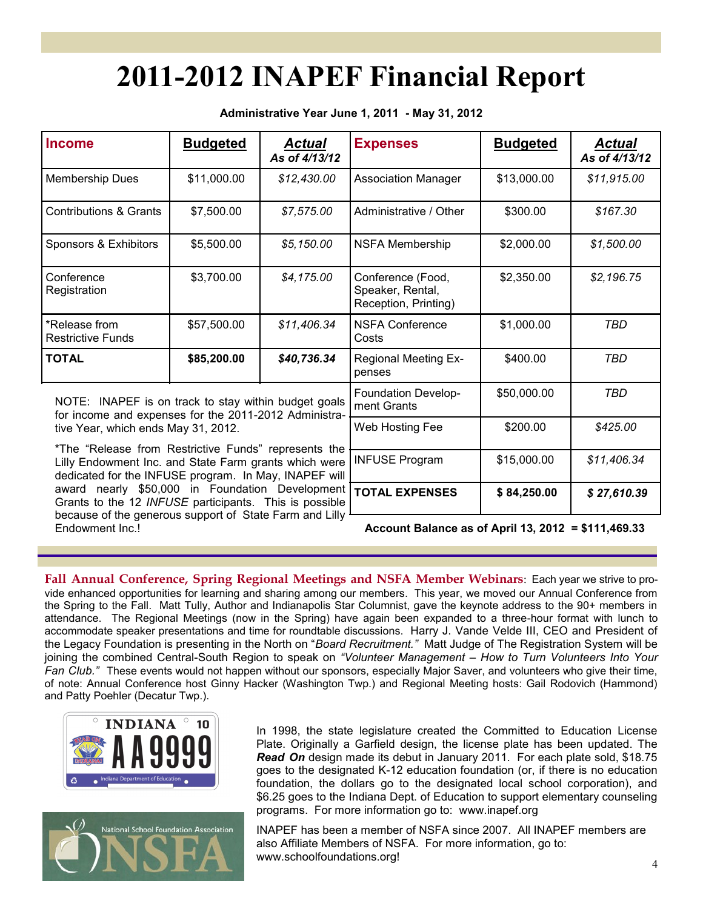# 2011-2012 INAPEF Financial Report

**Administrative Year June 1, 2011 - May 31, 2012**

| Income | Budgeted | Actual As of 4/13/12 | Expenses | Budgeted | Actual As of 4/13/12 |
|---|---|---|---|---|---|
| Membership Dues | $11,000.00 | *$12,430.00* | Association Manager | $13,000.00 | *$11,915.00* |
| Contributions & Grants | $7,500.00 | *$7,575.00* | Administrative / Other | $300.00 | *$167.30* |
| Sponsors & Exhibitors | $5,500.00 | *$5,150.00* | NSFA Membership | $2,000.00 | *$1,500.00* |
| Conference Registration | $3,700.00 | *$4,175.00* | Conference (Food, Speaker, Rental, Reception, Printing) | $2,350.00 | *$2,196.75* |
| *Release from Restrictive Funds | $57,500.00 | *$11,406.34* | NSFA Conference Costs | $1,000.00 | *TBD* |
| **TOTAL** | **$85,200.00** | ***$40,736.34*** | Regional Meeting Expenses | $400.00 | *TBD* |
| | | | Foundation Development Grants | $50,000.00 | *TBD* |
| | | | Web Hosting Fee | $200.00 | *$425.00* |
| | | | INFUSE Program | $15,000.00 | *$11,406.34* |
| | | | **TOTAL EXPENSES** | **$ 84,250.00** | ***$ 27,610.39*** |

**Account Balance as of April 13, 2012 = $111,469.33**

NOTE: INAPEF is on track to stay within budget goals for income and expenses for the 2011-2012 Administrative Year, which ends May 31, 2012.

*The "Release from Restrictive Funds" represents the Lilly Endowment Inc. and State Farm grants which were dedicated for the INFUSE program. In May, INAPEF will award nearly $50,000 in Foundation Development Grants to the 12 *INFUSE* participants. This is possible because of the generous support of State Farm and Lilly Endowment Inc.!

**Fall Annual Conference, Spring Regional Meetings and NSFA Member Webinars**: Each year we strive to provide enhanced opportunities for learning and sharing among our members. This year, we moved our Annual Conference from the Spring to the Fall. Matt Tully, Author and Indianapolis Star Columnist, gave the keynote address to the 90+ members in attendance. The Regional Meetings (now in the Spring) have again been expanded to a three-hour format with lunch to accommodate speaker presentations and time for roundtable discussions. Harry J. Vande Velde III, CEO and President of the Legacy Foundation is presenting in the North on "*Board Recruitment.*" Matt Judge of The Registration System will be joining the combined Central-South Region to speak on *"Volunteer Management – How to Turn Volunteers Into Your Fan Club."* These events would not happen without our sponsors, especially Major Saver, and volunteers who give their time, of note: Annual Conference host Ginny Hacker (Washington Twp.) and Regional Meeting hosts: Gail Rodovich (Hammond) and Patty Poehler (Decatur Twp.).

In 1998, the state legislature created the Committed to Education License Plate. Originally a Garfield design, the license plate has been updated. The ***Read On*** design made its debut in January 2011. For each plate sold, $18.75 goes to the designated K-12 education foundation (or, if there is no education foundation, the dollars go to the designated local school corporation), and $6.25 goes to the Indiana Dept. of Education to support elementary counseling programs. For more information go to: www.inapef.org

INAPEF has been a member of NSFA since 2007. All INAPEF members are also Affiliate Members of NSFA. For more information, go to: www.schoolfoundations.org!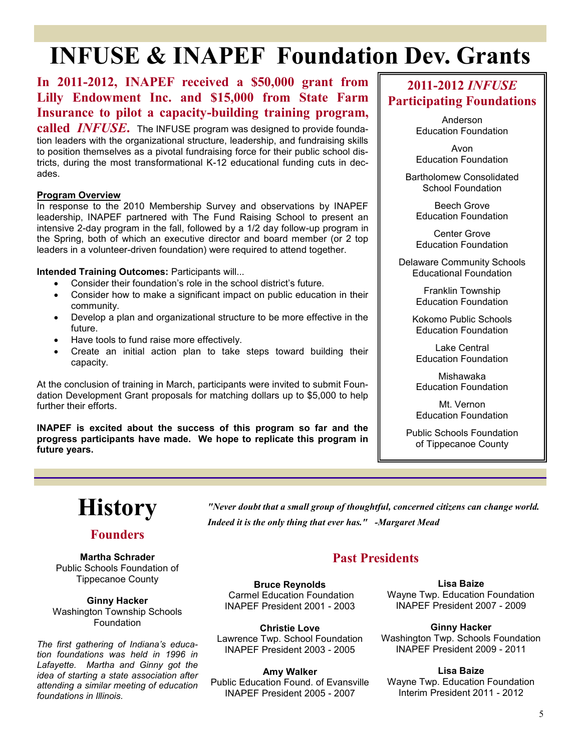# INFUSE & INAPEF Foundation Dev. Grants

**In 2011-2012, INAPEF received a $50,000 grant from Lilly Endowment Inc. and $15,000 from State Farm Insurance to pilot a capacity-building training program, called *INFUSE*.** The INFUSE program was designed to provide foundation leaders with the organizational structure, leadership, and fundraising skills to position themselves as a pivotal fundraising force for their public school districts, during the most transformational K-12 educational funding cuts in decades.

**Program Overview**

In response to the 2010 Membership Survey and observations by INAPEF leadership, INAPEF partnered with The Fund Raising School to present an intensive 2-day program in the fall, followed by a 1/2 day follow-up program in the Spring, both of which an executive director and board member (or 2 top leaders in a volunteer-driven foundation) were required to attend together.

**Intended Training Outcomes:** Participants will...

- Consider their foundation's role in the school district's future.
- Consider how to make a significant impact on public education in their community.
- Develop a plan and organizational structure to be more effective in the future.
- Have tools to fund raise more effectively.
- Create an initial action plan to take steps toward building their capacity.

At the conclusion of training in March, participants were invited to submit Foundation Development Grant proposals for matching dollars up to $5,000 to help further their efforts.

**INAPEF is excited about the success of this program so far and the progress participants have made. We hope to replicate this program in future years.**

### 2011-2012 *INFUSE* Participating Foundations

Anderson Education Foundation

Avon Education Foundation

Bartholomew Consolidated School Foundation

Beech Grove Education Foundation

Center Grove Education Foundation

Delaware Community Schools Educational Foundation

Franklin Township Education Foundation

Kokomo Public Schools Education Foundation

Lake Central Education Foundation

Mishawaka Education Foundation

Mt. Vernon Education Foundation

Public Schools Foundation of Tippecanoe County

# History

*"Never doubt that a small group of thoughtful, concerned citizens can change world. Indeed it is the only thing that ever has." -Margaret Mead*

## Founders

**Martha Schrader**
Public Schools Foundation of Tippecanoe County

**Ginny Hacker**
Washington Township Schools Foundation

*The first gathering of Indiana's education foundations was held in 1996 in Lafayette. Martha and Ginny got the idea of starting a state association after attending a similar meeting of education foundations in Illinois.*

## Past Presidents

**Bruce Reynolds**
Carmel Education Foundation
INAPEF President 2001 - 2003

**Christie Love**
Lawrence Twp. School Foundation
INAPEF President 2003 - 2005

**Amy Walker**
Public Education Found. of Evansville
INAPEF President 2005 - 2007

**Lisa Baize**
Wayne Twp. Education Foundation
INAPEF President 2007 - 2009

**Ginny Hacker**
Washington Twp. Schools Foundation
INAPEF President 2009 - 2011

**Lisa Baize**
Wayne Twp. Education Foundation
Interim President 2011 - 2012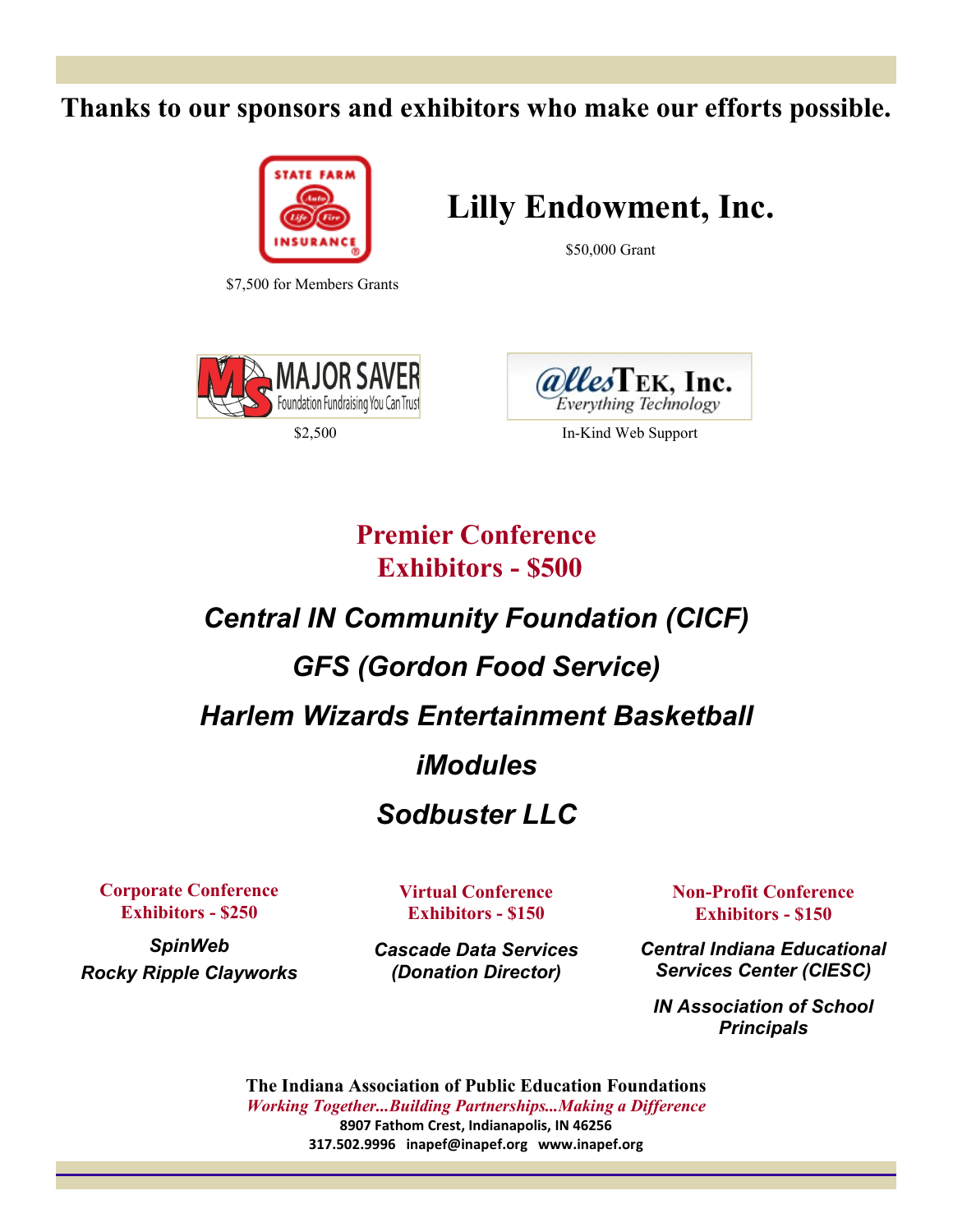## Thanks to our sponsors and exhibitors who make our efforts possible.

STATE FARM INSURANCE

$7,500 for Members Grants

**Lilly Endowment, Inc.**

$50,000 Grant

MAJOR SAVER
Foundation Fundraising You Can Trust

$2,500

@llesTEK, Inc.
Everything Technology

In-Kind Web Support

### Premier Conference Exhibitors - $500

***Central IN Community Foundation (CICF)***

***GFS (Gordon Food Service)***

***Harlem Wizards Entertainment Basketball***

***iModules***

***Sodbuster LLC***

**Corporate Conference Exhibitors - $250**

***SpinWeb***
***Rocky Ripple Clayworks***

**Virtual Conference Exhibitors - $150**

***Cascade Data Services (Donation Director)***

**Non-Profit Conference Exhibitors - $150**

***Central Indiana Educational Services Center (CIESC)***

***IN Association of School Principals***

**The Indiana Association of Public Education Foundations**
*Working Together...Building Partnerships...Making a Difference*
8907 Fathom Crest, Indianapolis, IN 46256
317.502.9996 inapef@inapef.org www.inapef.org